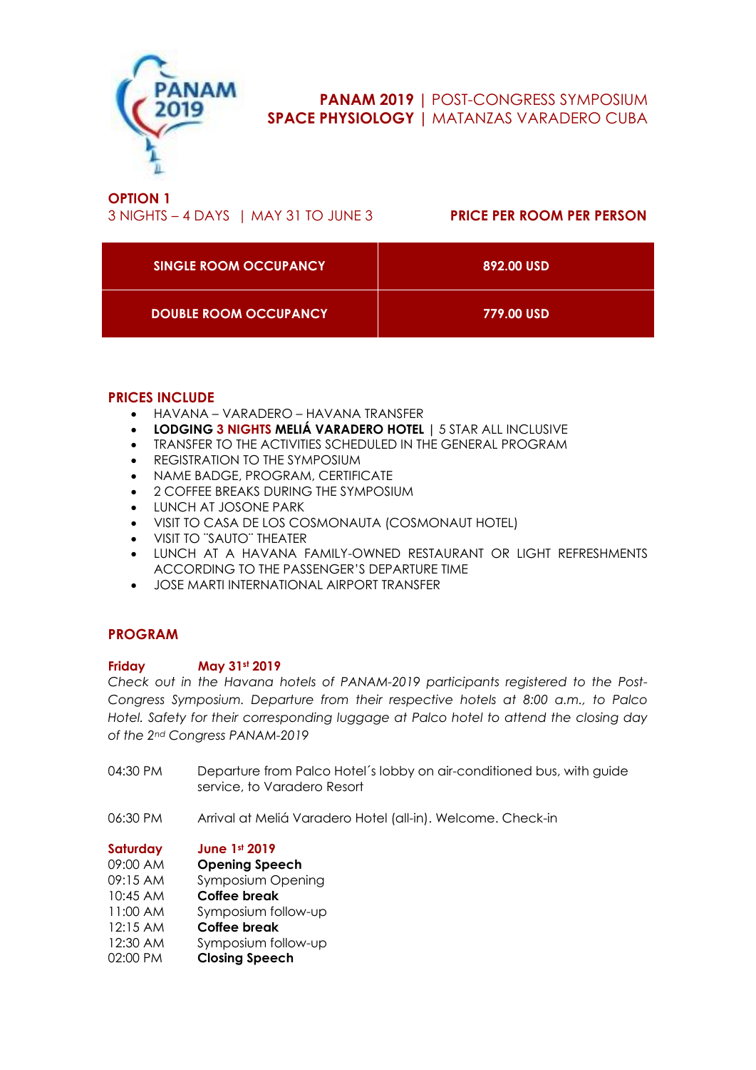# PANAM 2019 | POST-CONGRESS SYMPOSIUM
# SPACE PHYSIOLOGY | MATANZAS VARADERO CUBA

## OPTION 1

3 NIGHTS – 4 DAYS | MAY 31 TO JUNE 3

**PRICE PER ROOM PER PERSON**

| | |
|---|---|
| **SINGLE ROOM OCCUPANCY** | **892.00 USD** |
| **DOUBLE ROOM OCCUPANCY** | **779.00 USD** |

## PRICES INCLUDE

- HAVANA – VARADERO – HAVANA TRANSFER
- **LODGING 3 NIGHTS MELIÁ VARADERO HOTEL** | 5 STAR ALL INCLUSIVE
- TRANSFER TO THE ACTIVITIES SCHEDULED IN THE GENERAL PROGRAM
- REGISTRATION TO THE SYMPOSIUM
- NAME BADGE, PROGRAM, CERTIFICATE
- 2 COFFEE BREAKS DURING THE SYMPOSIUM
- LUNCH AT JOSONE PARK
- VISIT TO CASA DE LOS COSMONAUTA (COSMONAUT HOTEL)
- VISIT TO ¨SAUTO¨ THEATER
- LUNCH AT A HAVANA FAMILY-OWNED RESTAURANT OR LIGHT REFRESHMENTS ACCORDING TO THE PASSENGER'S DEPARTURE TIME
- JOSE MARTI INTERNATIONAL AIRPORT TRANSFER

## PROGRAM

### Friday May 31st 2019

*Check out in the Havana hotels of PANAM-2019 participants registered to the Post-Congress Symposium. Departure from their respective hotels at 8:00 a.m., to Palco Hotel. Safety for their corresponding luggage at Palco hotel to attend the closing day of the 2nd Congress PANAM-2019*

04:30 PM Departure from Palco Hotel´s lobby on air-conditioned bus, with guide service, to Varadero Resort

06:30 PM Arrival at Meliá Varadero Hotel (all-in). Welcome. Check-in

### Saturday June 1st 2019

09:00 AM **Opening Speech**
09:15 AM Symposium Opening
10:45 AM **Coffee break**
11:00 AM Symposium follow-up
12:15 AM **Coffee break**
12:30 AM Symposium follow-up
02:00 PM **Closing Speech**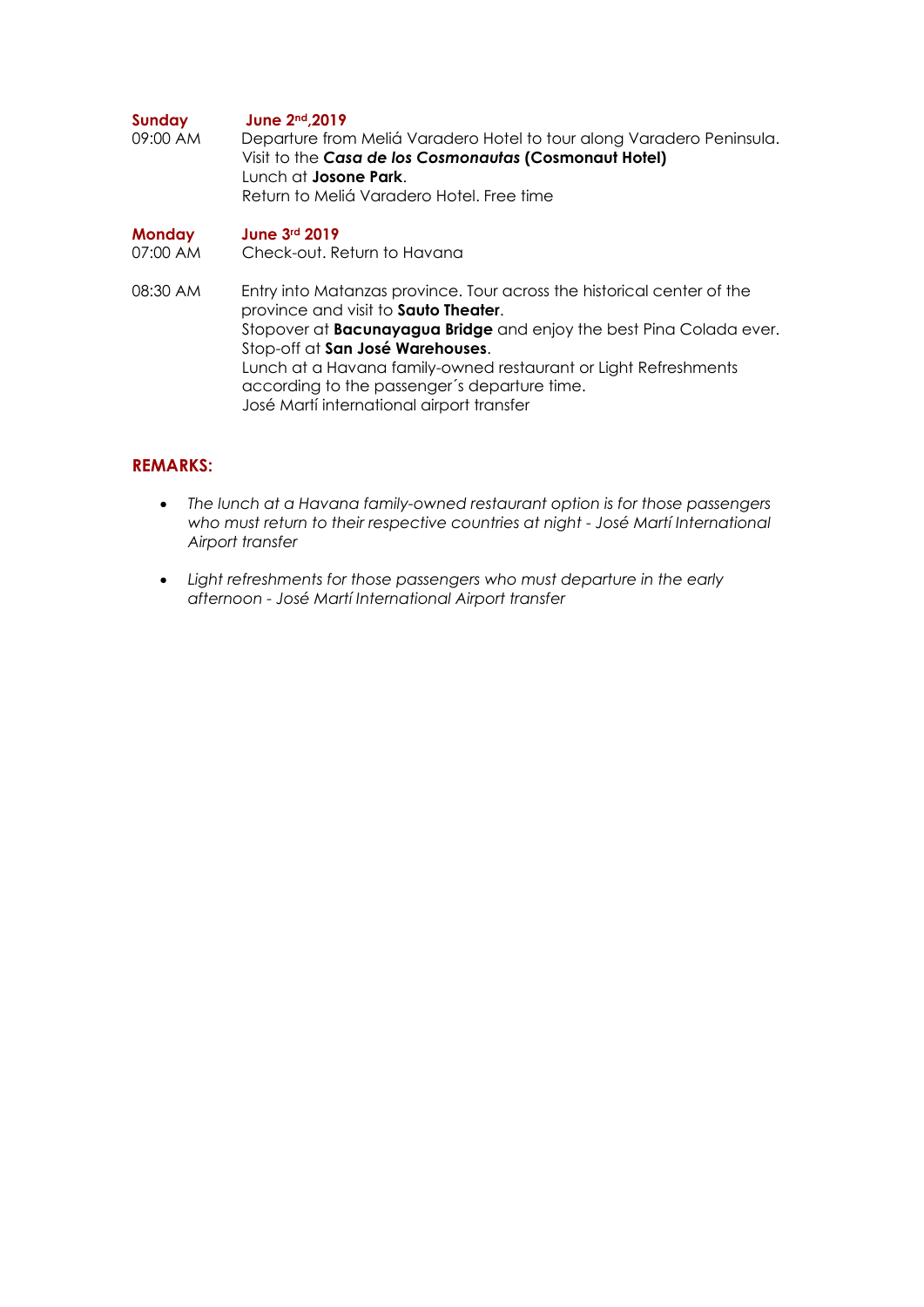**Sunday** **June 2nd, 2019**

09:00 AM Departure from Meliá Varadero Hotel to tour along Varadero Peninsula.
Visit to the ***Casa de los Cosmonautas* (Cosmonaut Hotel)**
Lunch at **Josone Park**.
Return to Meliá Varadero Hotel. Free time

**Monday** **June 3rd 2019**

07:00 AM Check-out. Return to Havana

08:30 AM Entry into Matanzas province. Tour across the historical center of the province and visit to **Sauto Theater**.
Stopover at **Bacunayagua Bridge** and enjoy the best Pina Colada ever.
Stop-off at **San José Warehouses**.
Lunch at a Havana family-owned restaurant or Light Refreshments according to the passenger´s departure time.
José Martí international airport transfer

## REMARKS:

- *The lunch at a Havana family-owned restaurant option is for those passengers who must return to their respective countries at night - José Martí International Airport transfer*
- *Light refreshments for those passengers who must departure in the early afternoon - José Martí International Airport transfer*